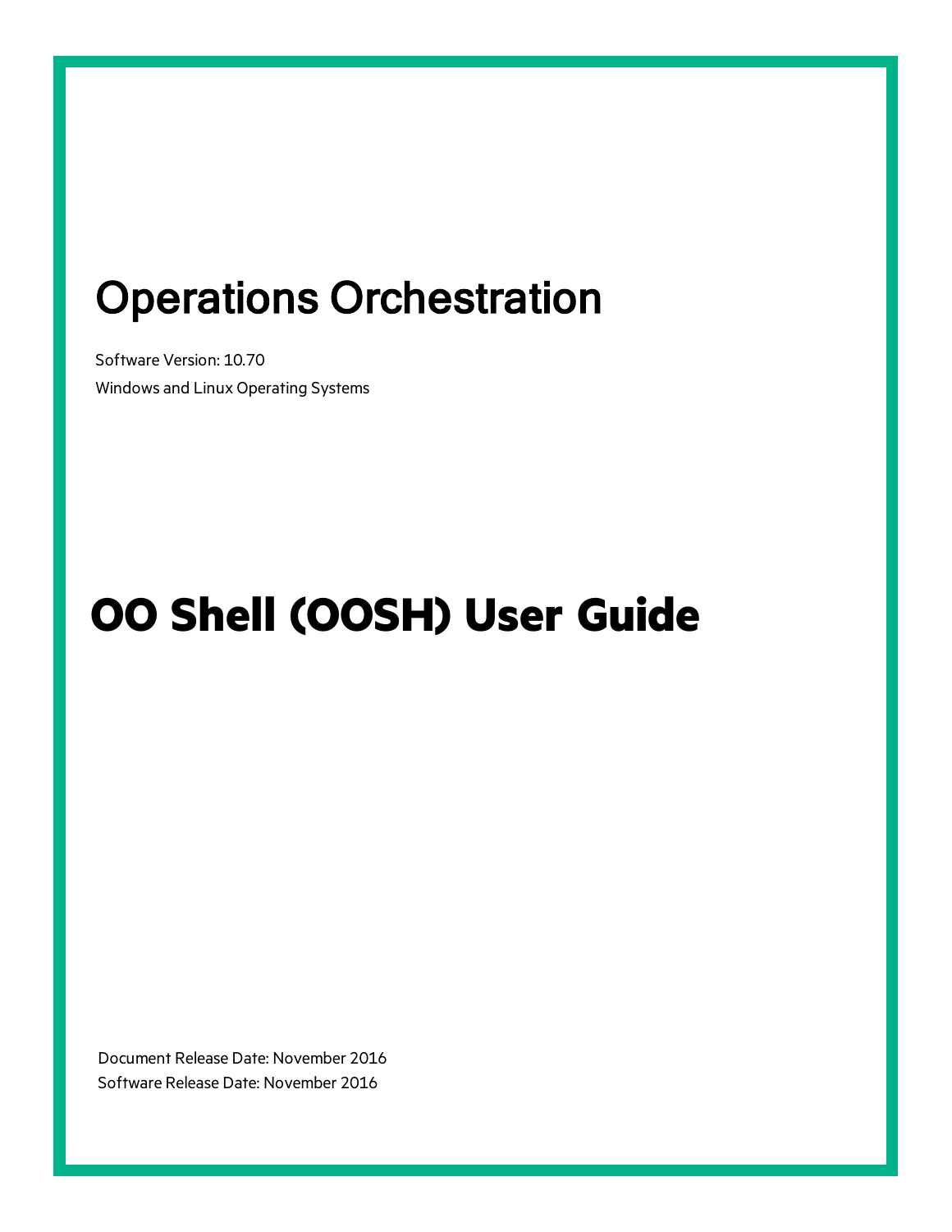# Operations Orchestration

Software Version: 10.70

Windows and Linux Operating Systems

# OO Shell (OOSH) User Guide

Document Release Date: November 2016

Software Release Date: November 2016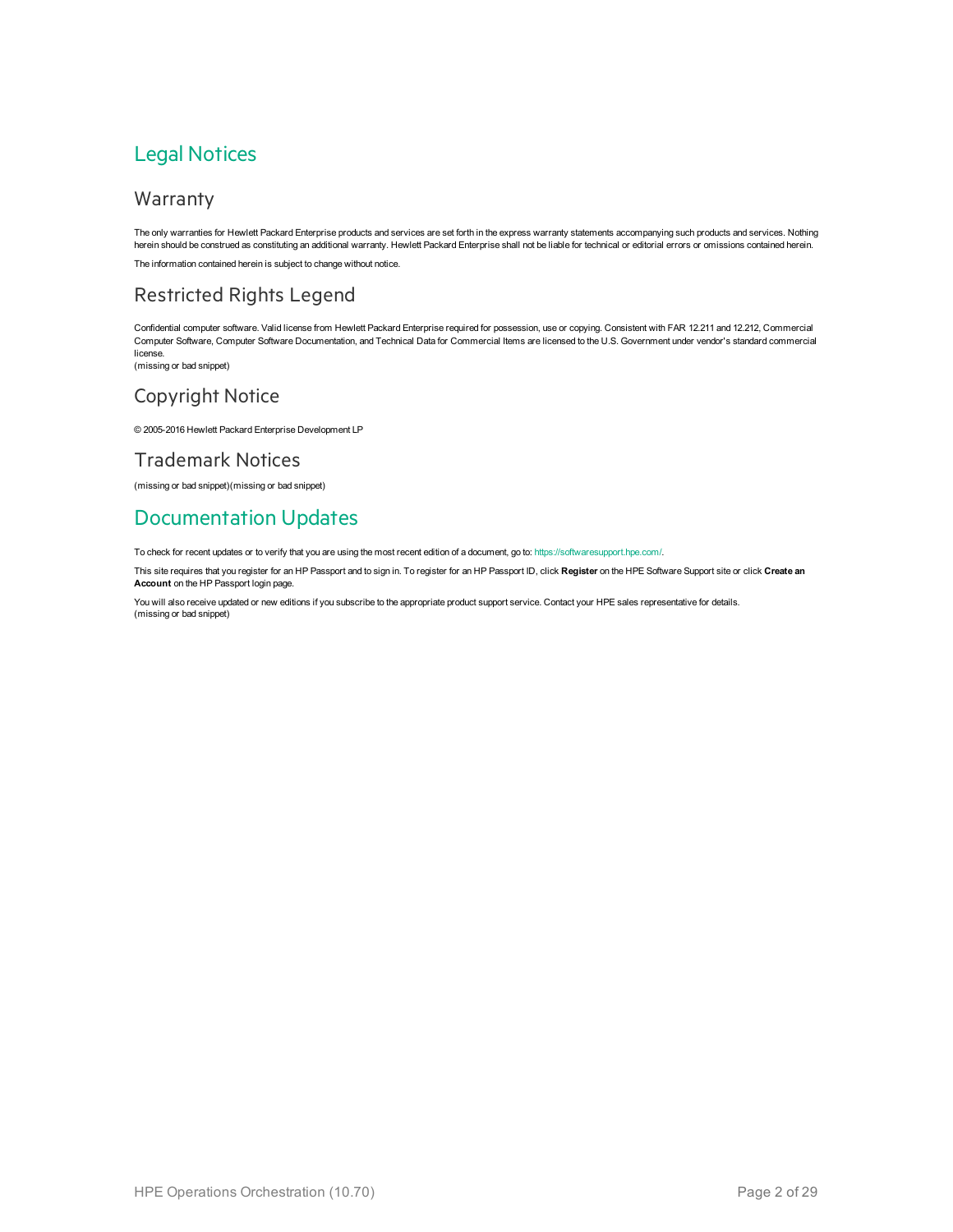# Legal Notices

## Warranty

The only warranties for Hewlett Packard Enterprise products and services are set forth in the express warranty statements accompanying such products and services. Nothing herein should be construed as constituting an additional warranty. Hewlett Packard Enterprise shall not be liable for technical or editorial errors or omissions contained herein.

The information contained herein is subject to change without notice.

## Restricted Rights Legend

Confidential computer software. Valid license from Hewlett Packard Enterprise required for possession, use or copying. Consistent with FAR 12.211 and 12.212, Commercial Computer Software, Computer Software Documentation, and Technical Data for Commercial Items are licensed to the U.S. Government under vendor's standard commercial license.
(missing or bad snippet)

## Copyright Notice

© 2005-2016 Hewlett Packard Enterprise Development LP

## Trademark Notices

(missing or bad snippet)(missing or bad snippet)

# Documentation Updates

To check for recent updates or to verify that you are using the most recent edition of a document, go to: https://softwaresupport.hpe.com/.

This site requires that you register for an HP Passport and to sign in. To register for an HP Passport ID, click **Register** on the HPE Software Support site or click **Create an Account** on the HP Passport login page.

You will also receive updated or new editions if you subscribe to the appropriate product support service. Contact your HPE sales representative for details.
(missing or bad snippet)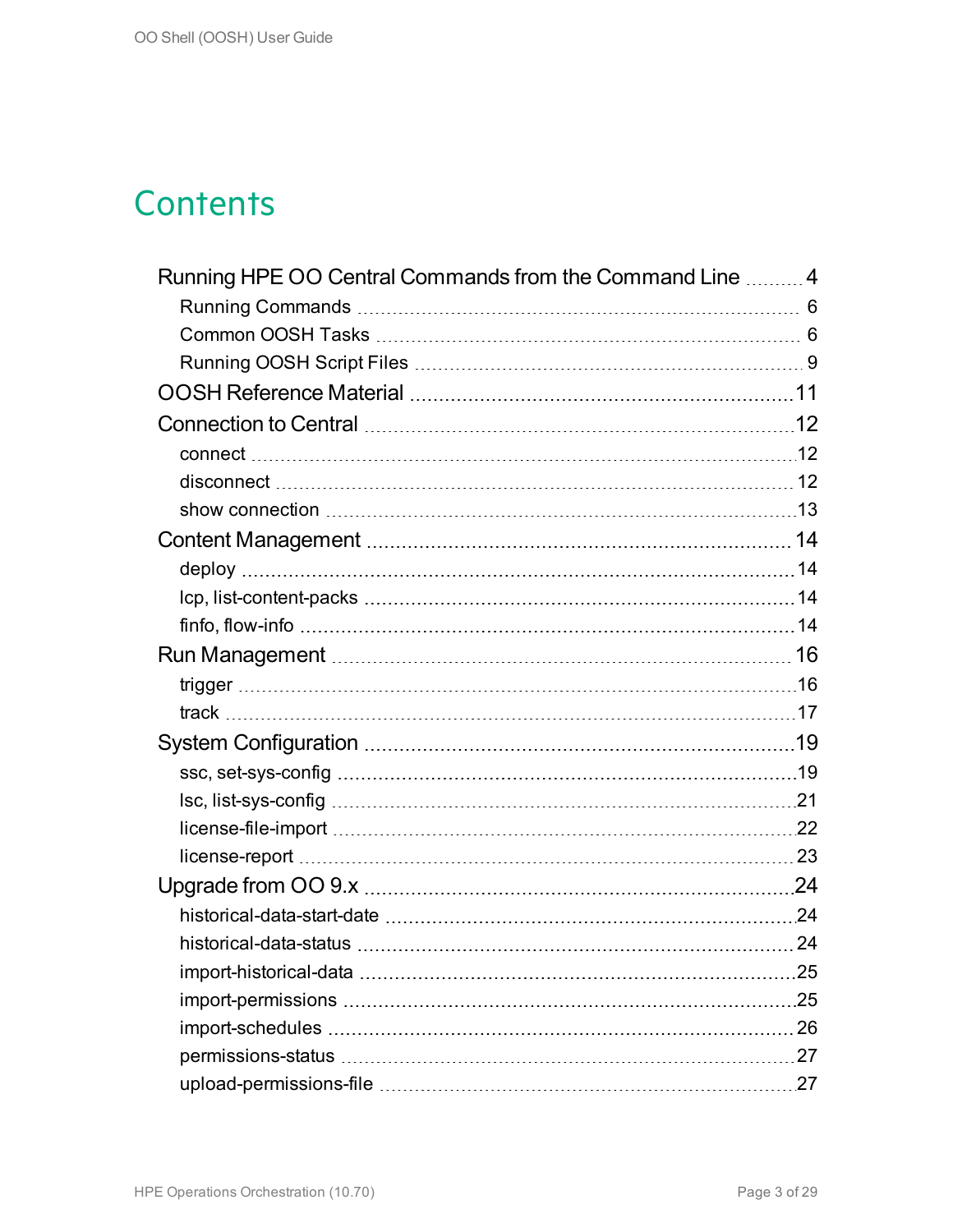# Contents

- Running HPE OO Central Commands from the Command Line ........ 4
  - Running Commands ........ 6
  - Common OOSH Tasks ........ 6
  - Running OOSH Script Files ........ 9
- OOSH Reference Material ........ 11
- Connection to Central ........ 12
  - connect ........ 12
  - disconnect ........ 12
  - show connection ........ 13
- Content Management ........ 14
  - deploy ........ 14
  - lcp, list-content-packs ........ 14
  - finfo, flow-info ........ 14
- Run Management ........ 16
  - trigger ........ 16
  - track ........ 17
- System Configuration ........ 19
  - ssc, set-sys-config ........ 19
  - lsc, list-sys-config ........ 21
  - license-file-import ........ 22
  - license-report ........ 23
- Upgrade from OO 9.x ........ 24
  - historical-data-start-date ........ 24
  - historical-data-status ........ 24
  - import-historical-data ........ 25
  - import-permissions ........ 25
  - import-schedules ........ 26
  - permissions-status ........ 27
  - upload-permissions-file ........ 27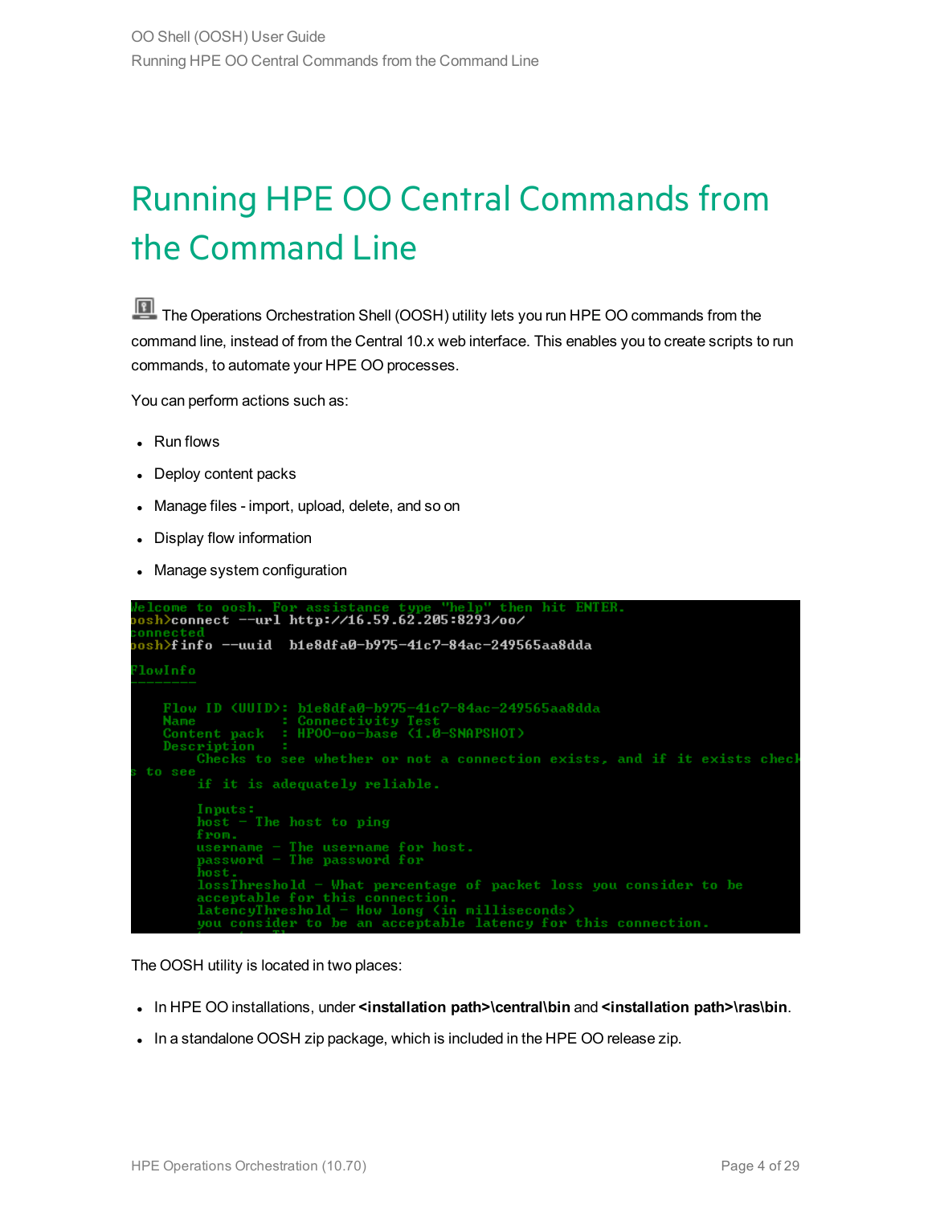# Running HPE OO Central Commands from the Command Line

The Operations Orchestration Shell (OOSH) utility lets you run HPE OO commands from the command line, instead of from the Central 10.x web interface. This enables you to create scripts to run commands, to automate your HPE OO processes.

You can perform actions such as:

- Run flows
- Deploy content packs
- Manage files - import, upload, delete, and so on
- Display flow information
- Manage system configuration

```
Welcome to oosh. For assistance type "help" then hit ENTER.
oosh>connect --url http://16.59.62.205:8293/oo/
connected
oosh>finfo --uuid  b1e8dfa0-b975-41c7-84ac-249565aa8dda

FlowInfo
--------

    Flow ID (UUID): b1e8dfa0-b975-41c7-84ac-249565aa8dda
    Name          : Connectivity Test
    Content pack  : HPOO-oo-base (1.0-SNAPSHOT)
    Description   :
         Checks to see whether or not a connection exists, and if it exists check
s to see
         if it is adequately reliable.

         Inputs:
         host - The host to ping
         from.
         username - The username for host.
         password - The password for
         host.
         lossThreshold - What percentage of packet loss you consider to be
         acceptable for this connection.
         latencyThreshold - How long (in milliseconds)
         you consider to be an acceptable latency for this connection.
```

The OOSH utility is located in two places:

- In HPE OO installations, under **<installation path>\central\bin** and **<installation path>\ras\bin**.
- In a standalone OOSH zip package, which is included in the HPE OO release zip.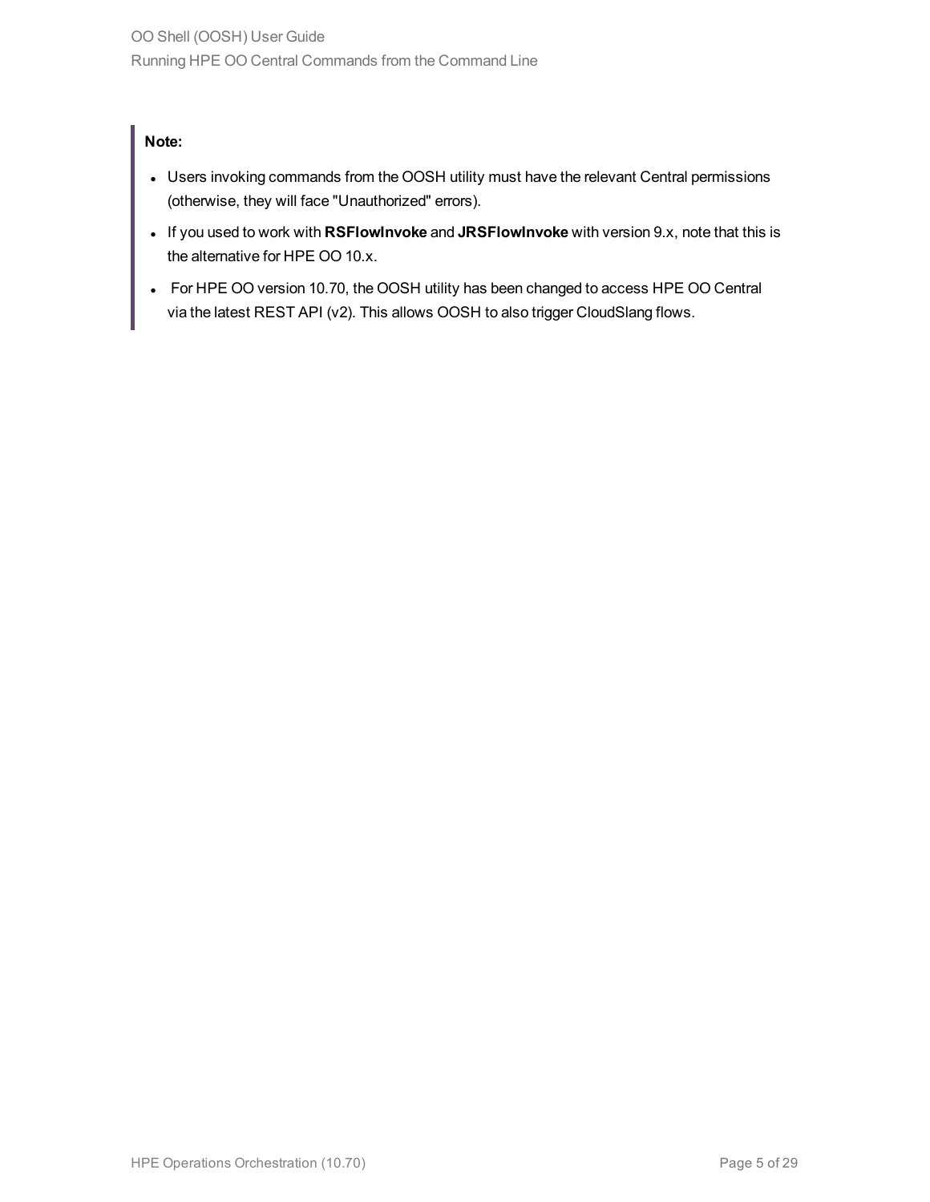**Note:**

- Users invoking commands from the OOSH utility must have the relevant Central permissions (otherwise, they will face "Unauthorized" errors).
- If you used to work with **RSFlowInvoke** and **JRSFlowInvoke** with version 9.x, note that this is the alternative for HPE OO 10.x.
- For HPE OO version 10.70, the OOSH utility has been changed to access HPE OO Central via the latest REST API (v2). This allows OOSH to also trigger CloudSlang flows.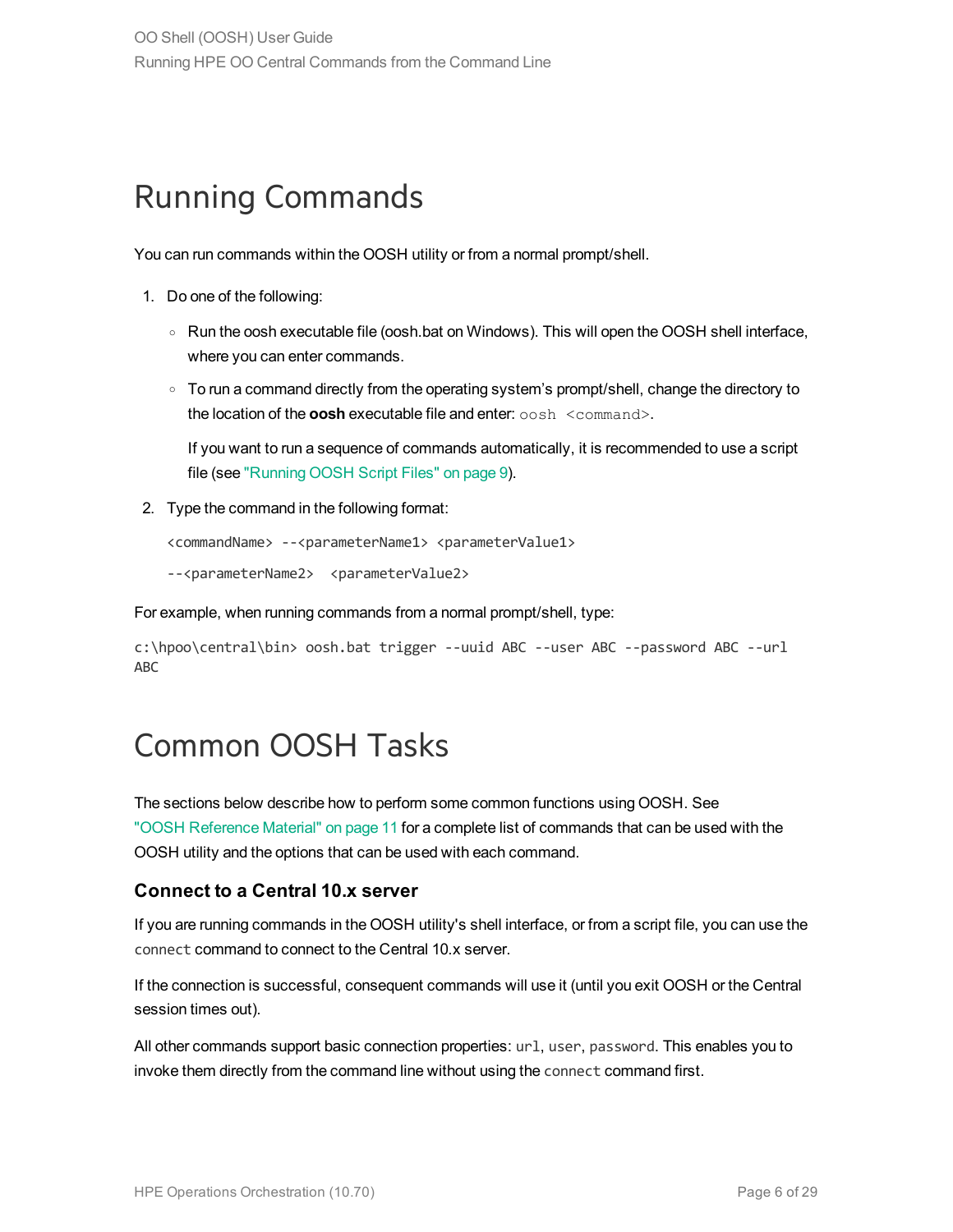# Running Commands

You can run commands within the OOSH utility or from a normal prompt/shell.

1. Do one of the following:
   - Run the oosh executable file (oosh.bat on Windows). This will open the OOSH shell interface, where you can enter commands.
   - To run a command directly from the operating system's prompt/shell, change the directory to the location of the **oosh** executable file and enter: `oosh <command>`.

     If you want to run a sequence of commands automatically, it is recommended to use a script file (see "Running OOSH Script Files" on page 9).

2. Type the command in the following format:

   ```
   <commandName> --<parameterName1> <parameterValue1>
   --<parameterName2>  <parameterValue2>
   ```

For example, when running commands from a normal prompt/shell, type:

```
c:\hpoo\central\bin> oosh.bat trigger --uuid ABC --user ABC --password ABC --url
ABC
```

# Common OOSH Tasks

The sections below describe how to perform some common functions using OOSH. See "OOSH Reference Material" on page 11 for a complete list of commands that can be used with the OOSH utility and the options that can be used with each command.

### Connect to a Central 10.x server

If you are running commands in the OOSH utility's shell interface, or from a script file, you can use the `connect` command to connect to the Central 10.x server.

If the connection is successful, consequent commands will use it (until you exit OOSH or the Central session times out).

All other commands support basic connection properties: `url`, `user`, `password`. This enables you to invoke them directly from the command line without using the `connect` command first.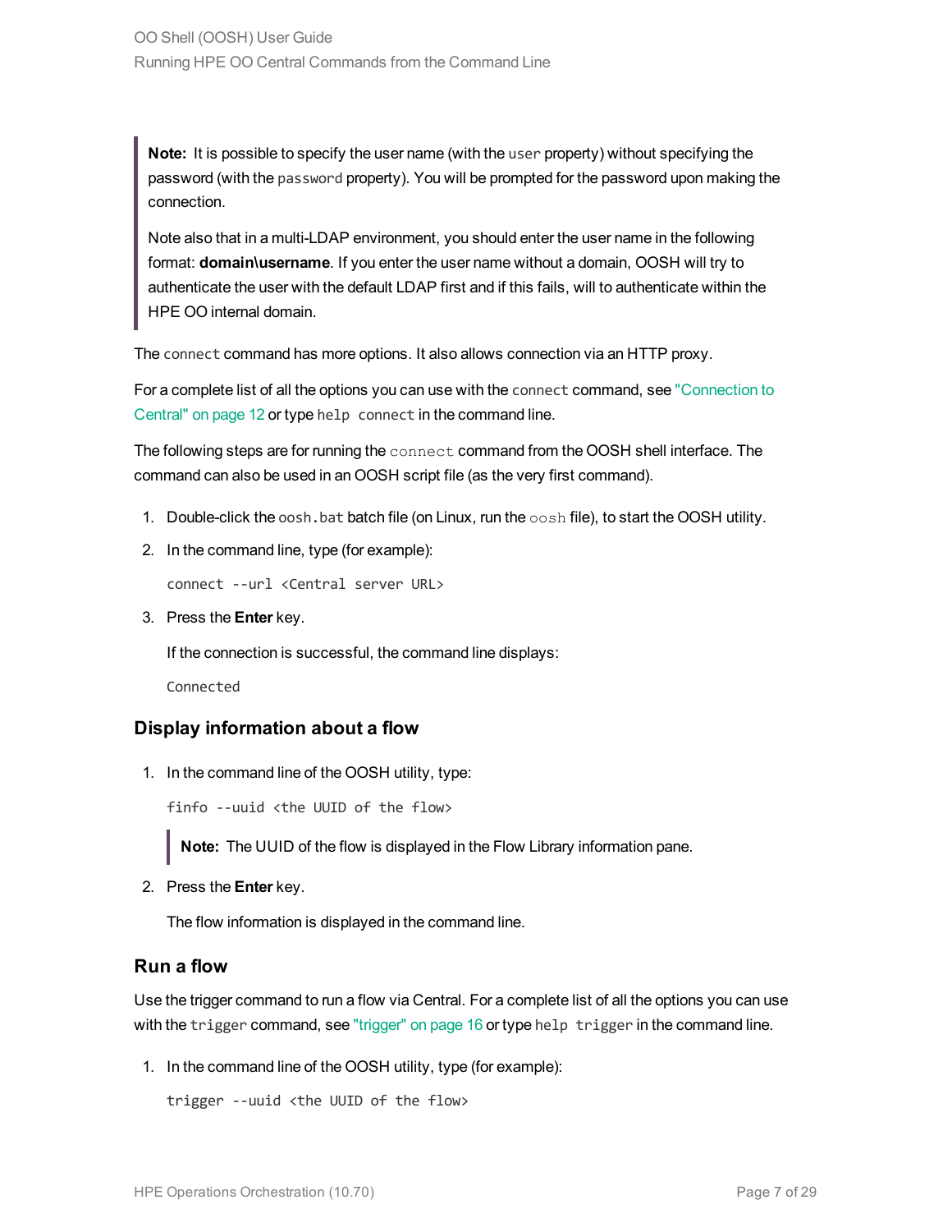> **Note:** It is possible to specify the user name (with the `user` property) without specifying the password (with the `password` property). You will be prompted for the password upon making the connection.
>
> Note also that in a multi-LDAP environment, you should enter the user name in the following format: **domain\username**. If you enter the user name without a domain, OOSH will try to authenticate the user with the default LDAP first and if this fails, will to authenticate within the HPE OO internal domain.

The `connect` command has more options. It also allows connection via an HTTP proxy.

For a complete list of all the options you can use with the `connect` command, see "Connection to Central" on page 12 or type `help connect` in the command line.

The following steps are for running the `connect` command from the OOSH shell interface. The command can also be used in an OOSH script file (as the very first command).

1. Double-click the `oosh.bat` batch file (on Linux, run the `oosh` file), to start the OOSH utility.
2. In the command line, type (for example):

   ```
   connect --url <Central server URL>
   ```

3. Press the **Enter** key.

   If the connection is successful, the command line displays:

   ```
   Connected
   ```

### Display information about a flow

1. In the command line of the OOSH utility, type:

   ```
   finfo --uuid <the UUID of the flow>
   ```

   > **Note:** The UUID of the flow is displayed in the Flow Library information pane.

2. Press the **Enter** key.

   The flow information is displayed in the command line.

### Run a flow

Use the trigger command to run a flow via Central. For a complete list of all the options you can use with the `trigger` command, see "trigger" on page 16 or type `help trigger` in the command line.

1. In the command line of the OOSH utility, type (for example):

   ```
   trigger --uuid <the UUID of the flow>
   ```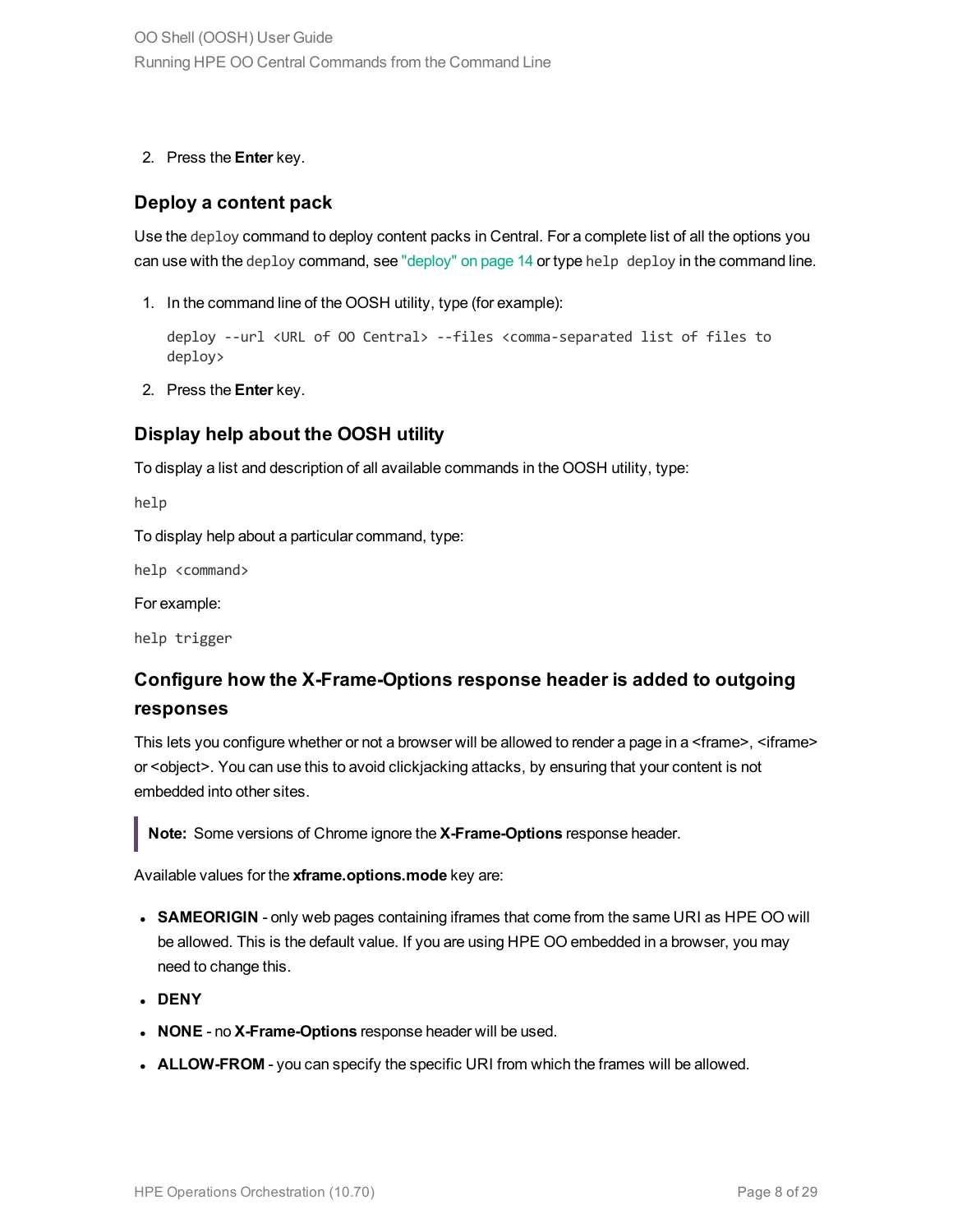2. Press the **Enter** key.

### Deploy a content pack

Use the `deploy` command to deploy content packs in Central. For a complete list of all the options you can use with the `deploy` command, see "deploy" on page 14 or type `help deploy` in the command line.

1. In the command line of the OOSH utility, type (for example):

   ```
   deploy --url <URL of OO Central> --files <comma-separated list of files to deploy>
   ```

2. Press the **Enter** key.

### Display help about the OOSH utility

To display a list and description of all available commands in the OOSH utility, type:

```
help
```

To display help about a particular command, type:

```
help <command>
```

For example:

```
help trigger
```

### Configure how the X-Frame-Options response header is added to outgoing responses

This lets you configure whether or not a browser will be allowed to render a page in a <frame>, <iframe> or <object>. You can use this to avoid clickjacking attacks, by ensuring that your content is not embedded into other sites.

> **Note:** Some versions of Chrome ignore the **X-Frame-Options** response header.

Available values for the **xframe.options.mode** key are:

- **SAMEORIGIN** - only web pages containing iframes that come from the same URI as HPE OO will be allowed. This is the default value. If you are using HPE OO embedded in a browser, you may need to change this.
- **DENY**
- **NONE** - no **X-Frame-Options** response header will be used.
- **ALLOW-FROM** - you can specify the specific URI from which the frames will be allowed.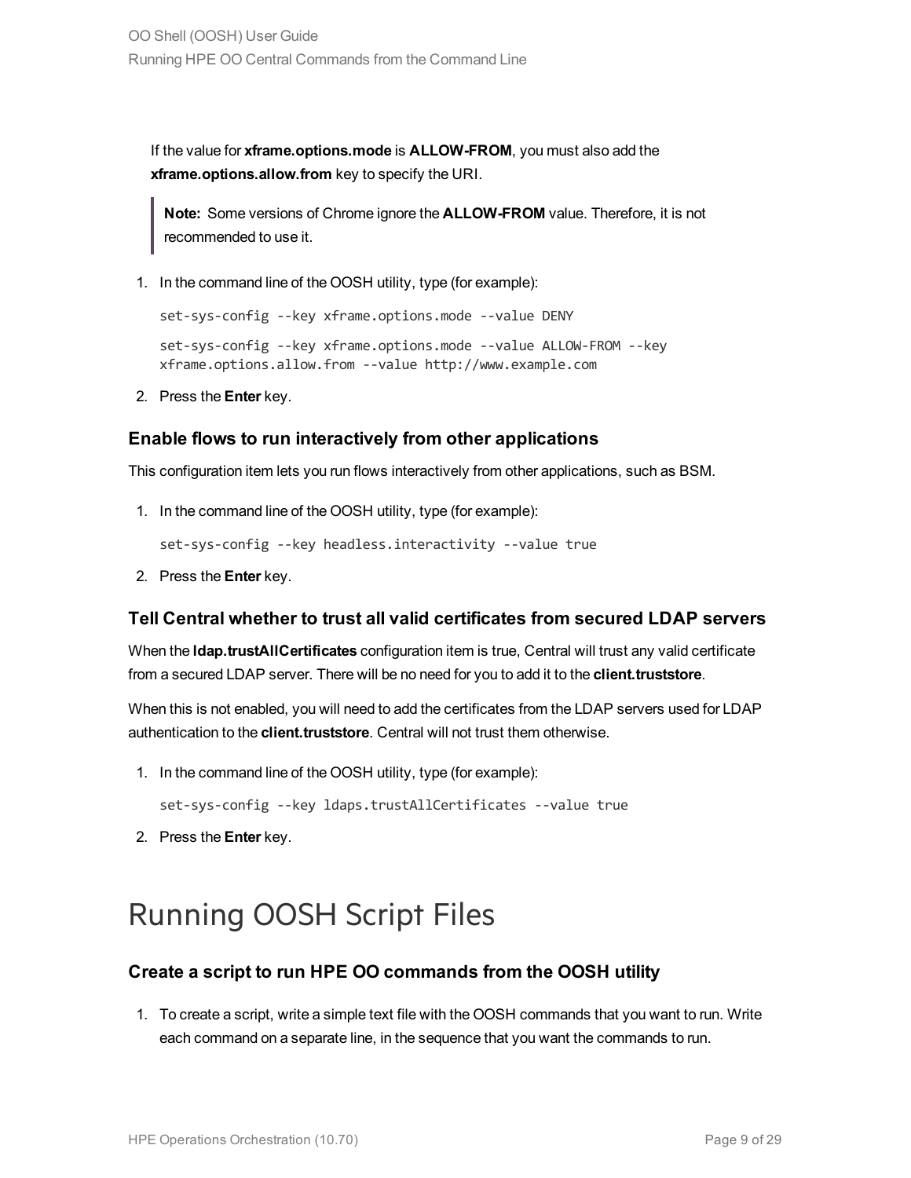If the value for **xframe.options.mode** is **ALLOW-FROM**, you must also add the **xframe.options.allow.from** key to specify the URI.

> **Note:** Some versions of Chrome ignore the **ALLOW-FROM** value. Therefore, it is not recommended to use it.

1. In the command line of the OOSH utility, type (for example):

   ```
   set-sys-config --key xframe.options.mode --value DENY
   ```

   ```
   set-sys-config --key xframe.options.mode --value ALLOW-FROM --key
   xframe.options.allow.from --value http://www.example.com
   ```

2. Press the **Enter** key.

### Enable flows to run interactively from other applications

This configuration item lets you run flows interactively from other applications, such as BSM.

1. In the command line of the OOSH utility, type (for example):

   ```
   set-sys-config --key headless.interactivity --value true
   ```

2. Press the **Enter** key.

### Tell Central whether to trust all valid certificates from secured LDAP servers

When the **ldap.trustAllCertificates** configuration item is true, Central will trust any valid certificate from a secured LDAP server. There will be no need for you to add it to the **client.truststore**.

When this is not enabled, you will need to add the certificates from the LDAP servers used for LDAP authentication to the **client.truststore**. Central will not trust them otherwise.

1. In the command line of the OOSH utility, type (for example):

   ```
   set-sys-config --key ldaps.trustAllCertificates --value true
   ```

2. Press the **Enter** key.

# Running OOSH Script Files

### Create a script to run HPE OO commands from the OOSH utility

1. To create a script, write a simple text file with the OOSH commands that you want to run. Write each command on a separate line, in the sequence that you want the commands to run.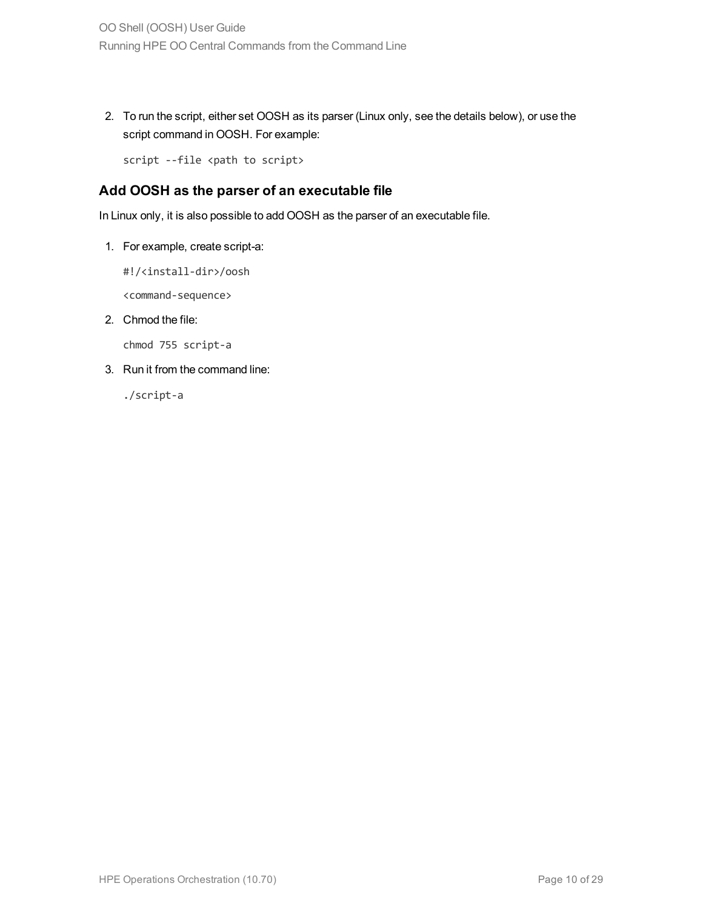2. To run the script, either set OOSH as its parser (Linux only, see the details below), or use the script command in OOSH. For example:

   ```
   script --file <path to script>
   ```

## Add OOSH as the parser of an executable file

In Linux only, it is also possible to add OOSH as the parser of an executable file.

1. For example, create script-a:

   ```
   #!/<install-dir>/oosh
   <command-sequence>
   ```

2. Chmod the file:

   ```
   chmod 755 script-a
   ```

3. Run it from the command line:

   ```
   ./script-a
   ```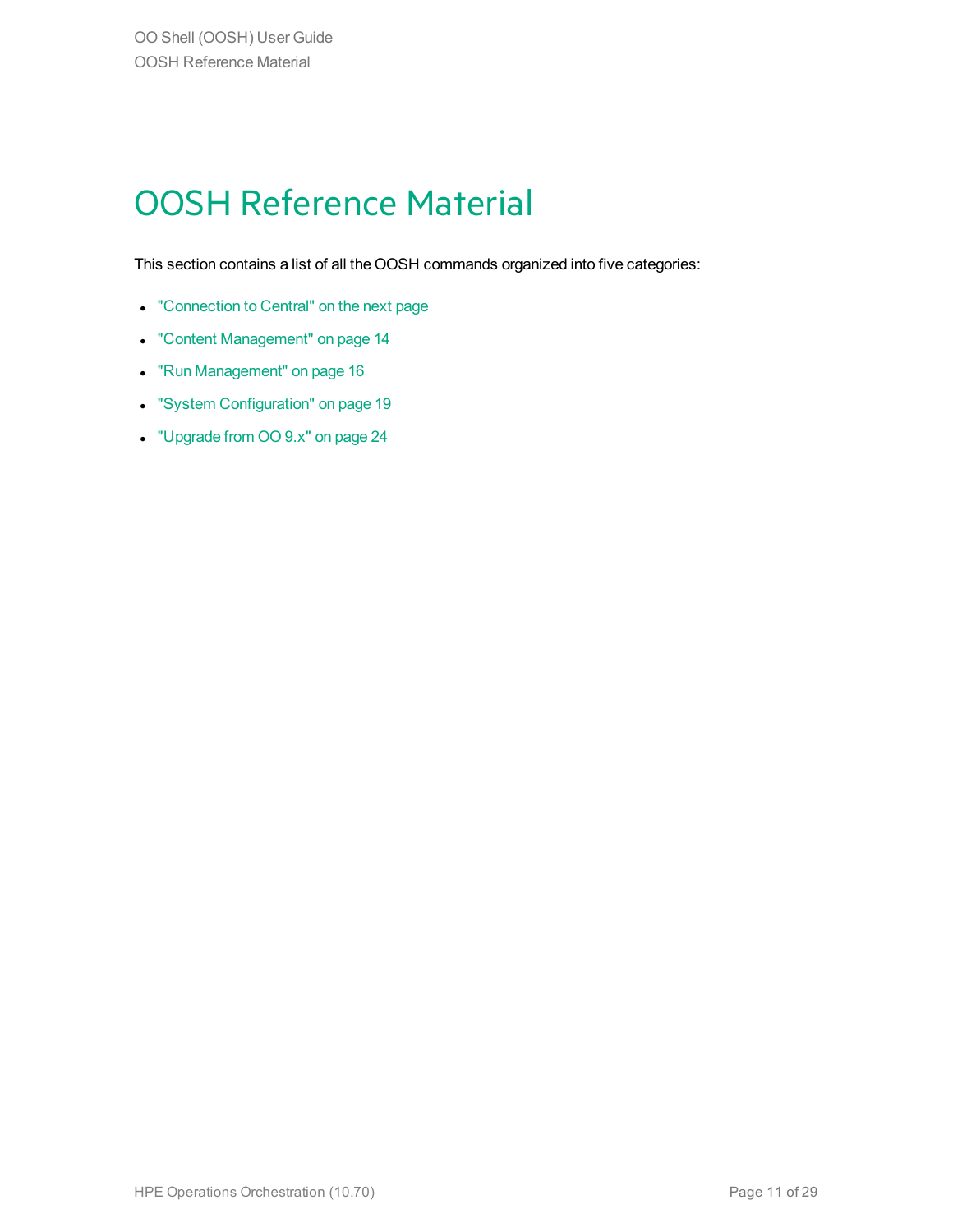# OOSH Reference Material

This section contains a list of all the OOSH commands organized into five categories:

- "Connection to Central" on the next page
- "Content Management" on page 14
- "Run Management" on page 16
- "System Configuration" on page 19
- "Upgrade from OO 9.x" on page 24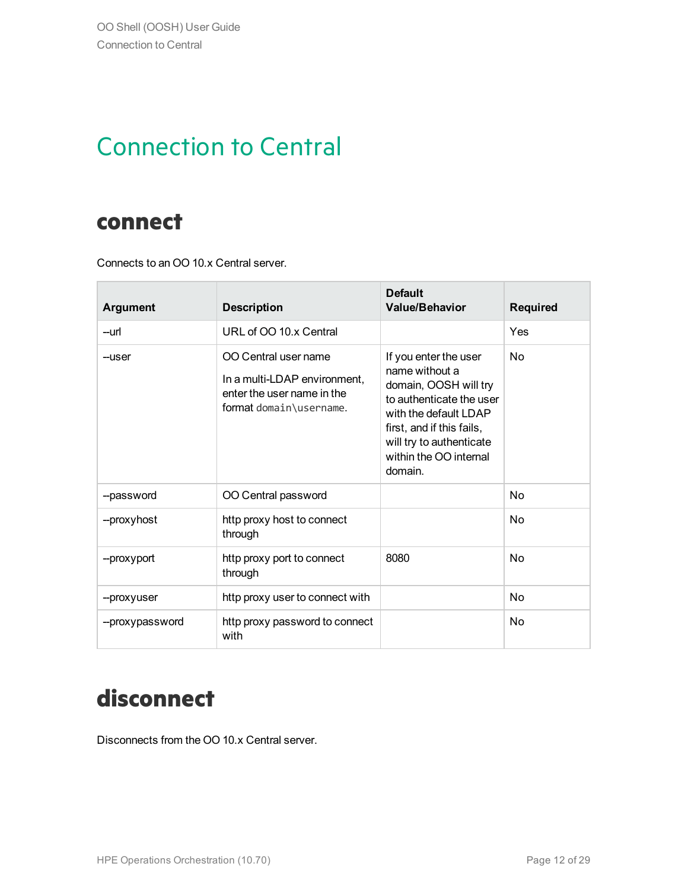# Connection to Central

## connect

Connects to an OO 10.x Central server.

| Argument | Description | Default Value/Behavior | Required |
| --- | --- | --- | --- |
| --url | URL of OO 10.x Central | | Yes |
| --user | OO Central user name<br><br>In a multi-LDAP environment, enter the user name in the format `domain\username`. | If you enter the user name without a domain, OOSH will try to authenticate the user with the default LDAP first, and if this fails, will try to authenticate within the OO internal domain. | No |
| --password | OO Central password | | No |
| --proxyhost | http proxy host to connect through | | No |
| --proxyport | http proxy port to connect through | 8080 | No |
| --proxyuser | http proxy user to connect with | | No |
| --proxypassword | http proxy password to connect with | | No |

## disconnect

Disconnects from the OO 10.x Central server.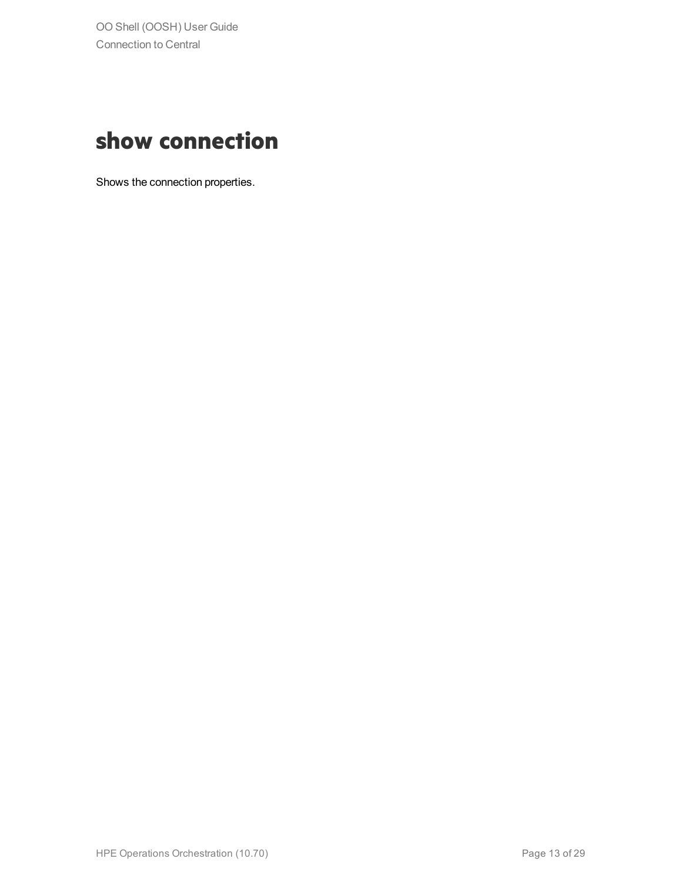# show connection

Shows the connection properties.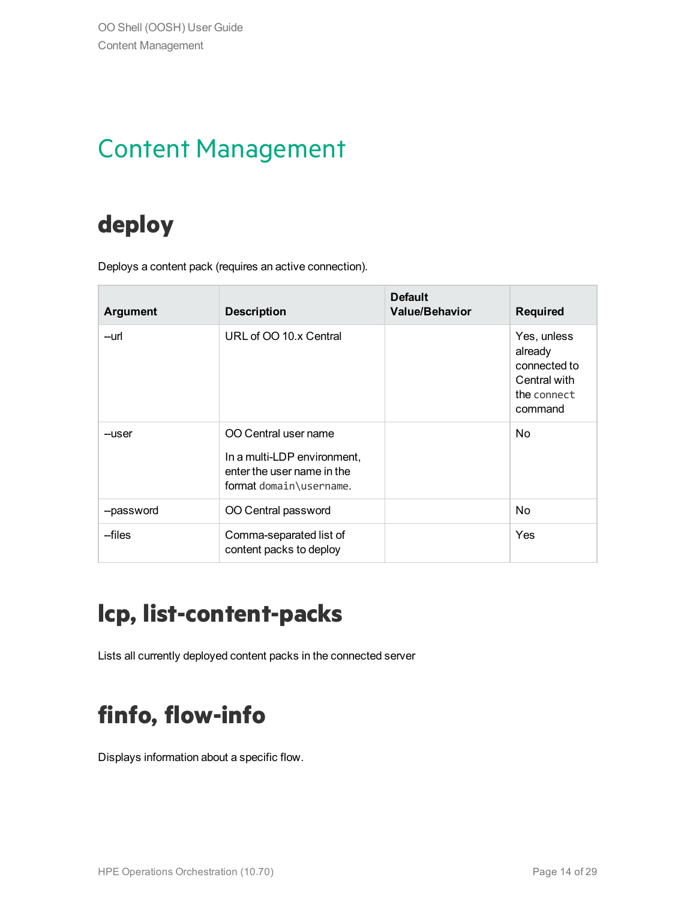# Content Management

## deploy

Deploys a content pack (requires an active connection).

| Argument | Description | Default Value/Behavior | Required |
| --- | --- | --- | --- |
| --url | URL of OO 10.x Central | | Yes, unless already connected to Central with the `connect` command |
| --user | OO Central user name<br><br>In a multi-LDP environment, enter the user name in the format `domain\username`. | | No |
| --password | OO Central password | | No |
| --files | Comma-separated list of content packs to deploy | | Yes |

## lcp, list-content-packs

Lists all currently deployed content packs in the connected server

## finfo, flow-info

Displays information about a specific flow.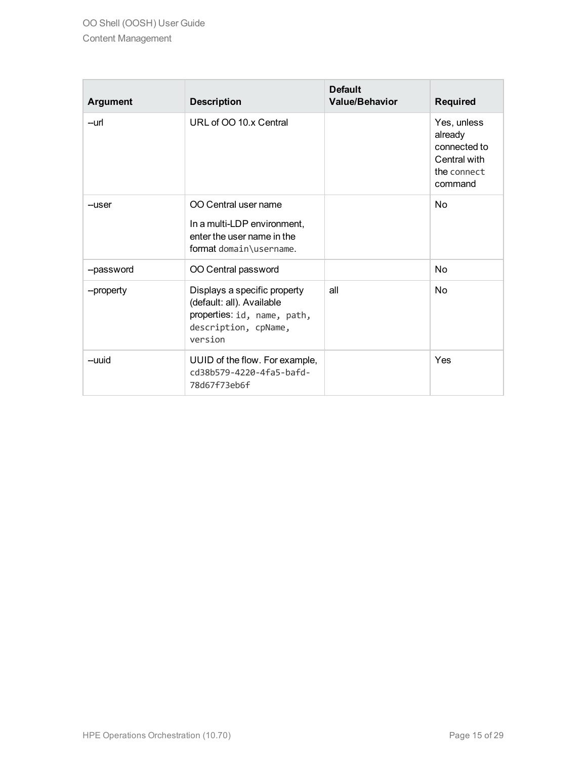| Argument | Description | Default Value/Behavior | Required |
|---|---|---|---|
| --url | URL of OO 10.x Central | | Yes, unless already connected to Central with the `connect` command |
| --user | OO Central user name<br><br>In a multi-LDP environment, enter the user name in the format `domain\username`. | | No |
| --password | OO Central password | | No |
| --property | Displays a specific property (default: all). Available properties: `id, name, path, description, cpName, version` | all | No |
| --uuid | UUID of the flow. For example, `cd38b579-4220-4fa5-bafd-78d67f73eb6f` | | Yes |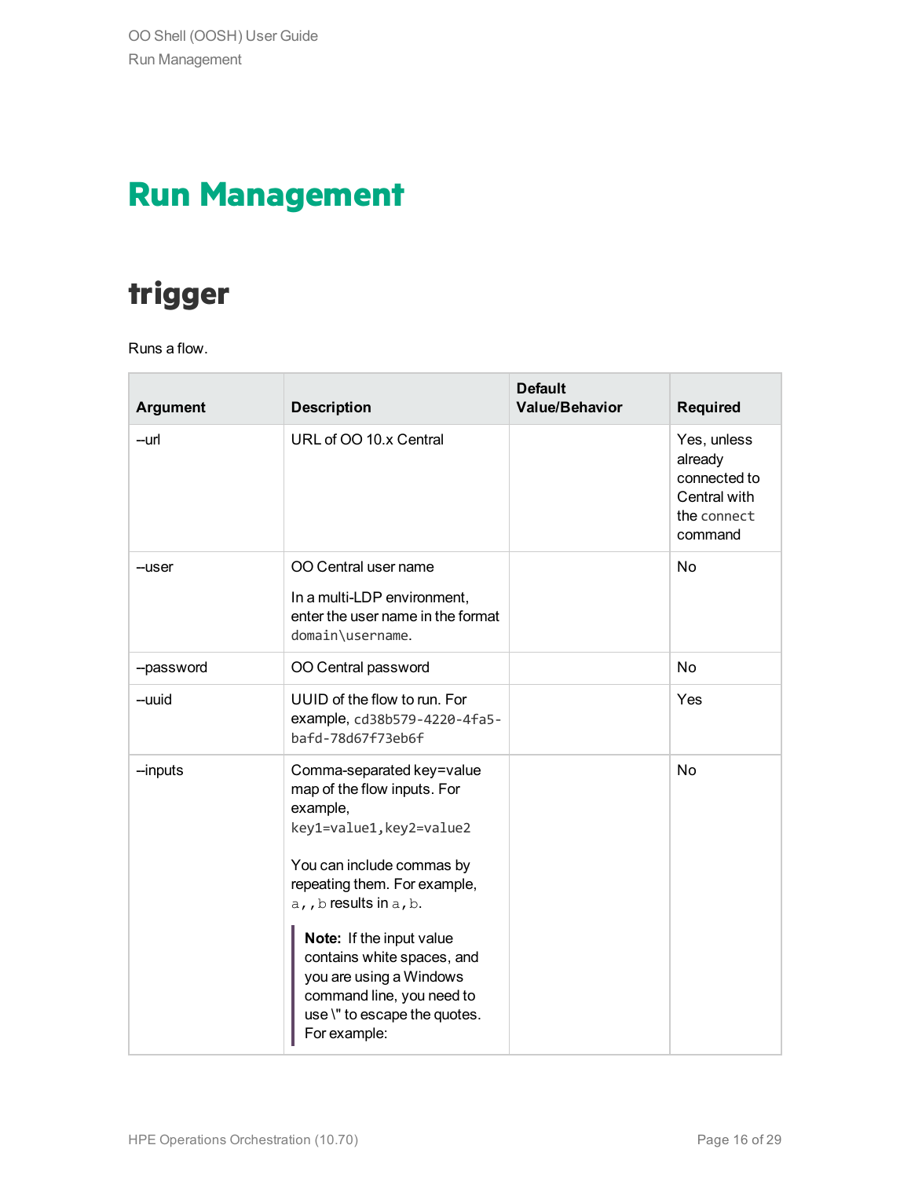# Run Management

## trigger

Runs a flow.

| Argument | Description | Default Value/Behavior | Required |
|---|---|---|---|
| --url | URL of OO 10.x Central | | Yes, unless already connected to Central with the `connect` command |
| --user | OO Central user name<br><br>In a multi-LDP environment, enter the user name in the format `domain\username`. | | No |
| --password | OO Central password | | No |
| --uuid | UUID of the flow to run. For example, `cd38b579-4220-4fa5-bafd-78d67f73eb6f` | | Yes |
| --inputs | Comma-separated key=value map of the flow inputs. For example, `key1=value1,key2=value2`<br><br>You can include commas by repeating them. For example, `a,,b` results in `a,b`.<br><br>**Note:** If the input value contains white spaces, and you are using a Windows command line, you need to use \" to escape the quotes. For example: | | No |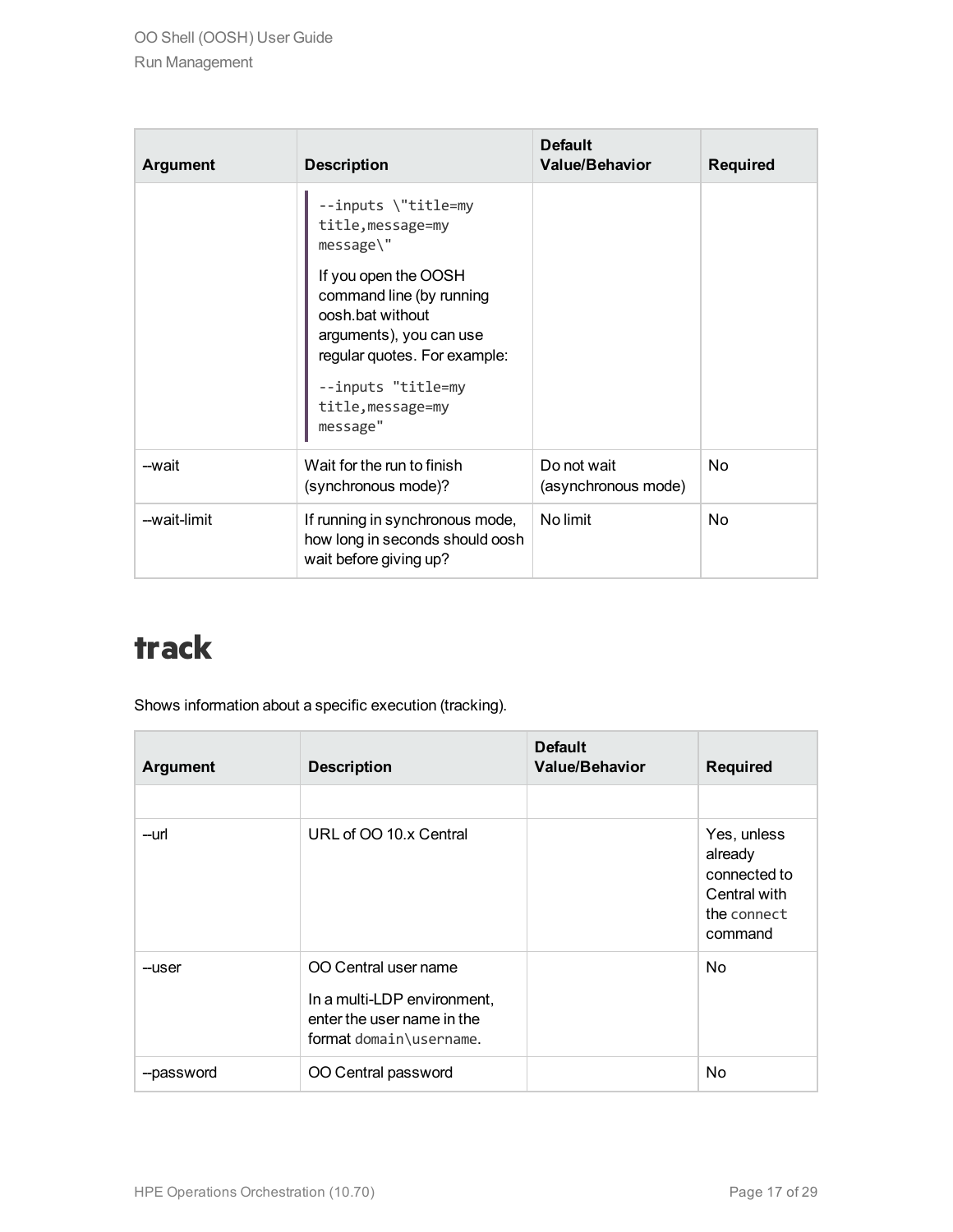| Argument | Description | Default Value/Behavior | Required |
| --- | --- | --- | --- |
| | `--inputs \"title=my title,message=my message\"` If you open the OOSH command line (by running oosh.bat without arguments), you can use regular quotes. For example: `--inputs "title=my title,message=my message"` | | |
| --wait | Wait for the run to finish (synchronous mode)? | Do not wait (asynchronous mode) | No |
| --wait-limit | If running in synchronous mode, how long in seconds should oosh wait before giving up? | No limit | No |

# track

Shows information about a specific execution (tracking).

| Argument | Description | Default Value/Behavior | Required |
| --- | --- | --- | --- |
| | | | |
| --url | URL of OO 10.x Central | | Yes, unless already connected to Central with the `connect` command |
| --user | OO Central user name<br>In a multi-LDP environment, enter the user name in the format `domain\username`. | | No |
| --password | OO Central password | | No |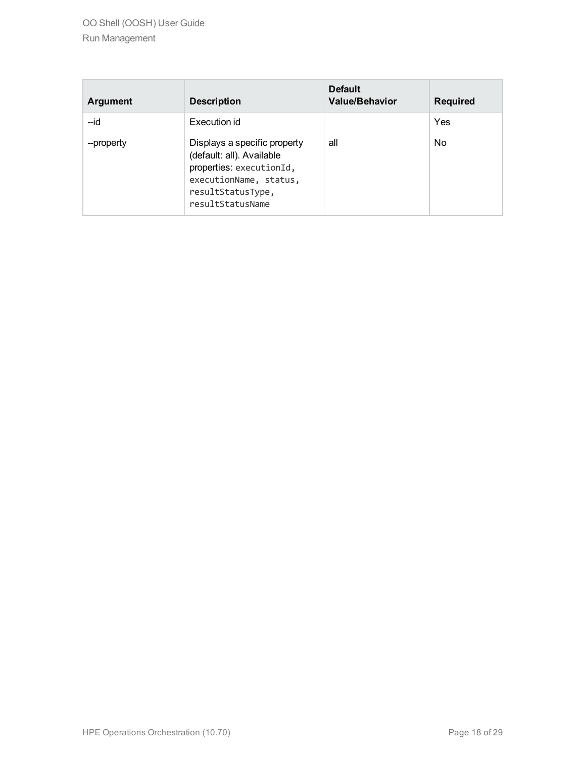| Argument | Description | Default Value/Behavior | Required |
| --- | --- | --- | --- |
| --id | Execution id | | Yes |
| --property | Displays a specific property (default: all). Available properties: `executionId`, `executionName`, `status`, `resultStatusType`, `resultStatusName` | all | No |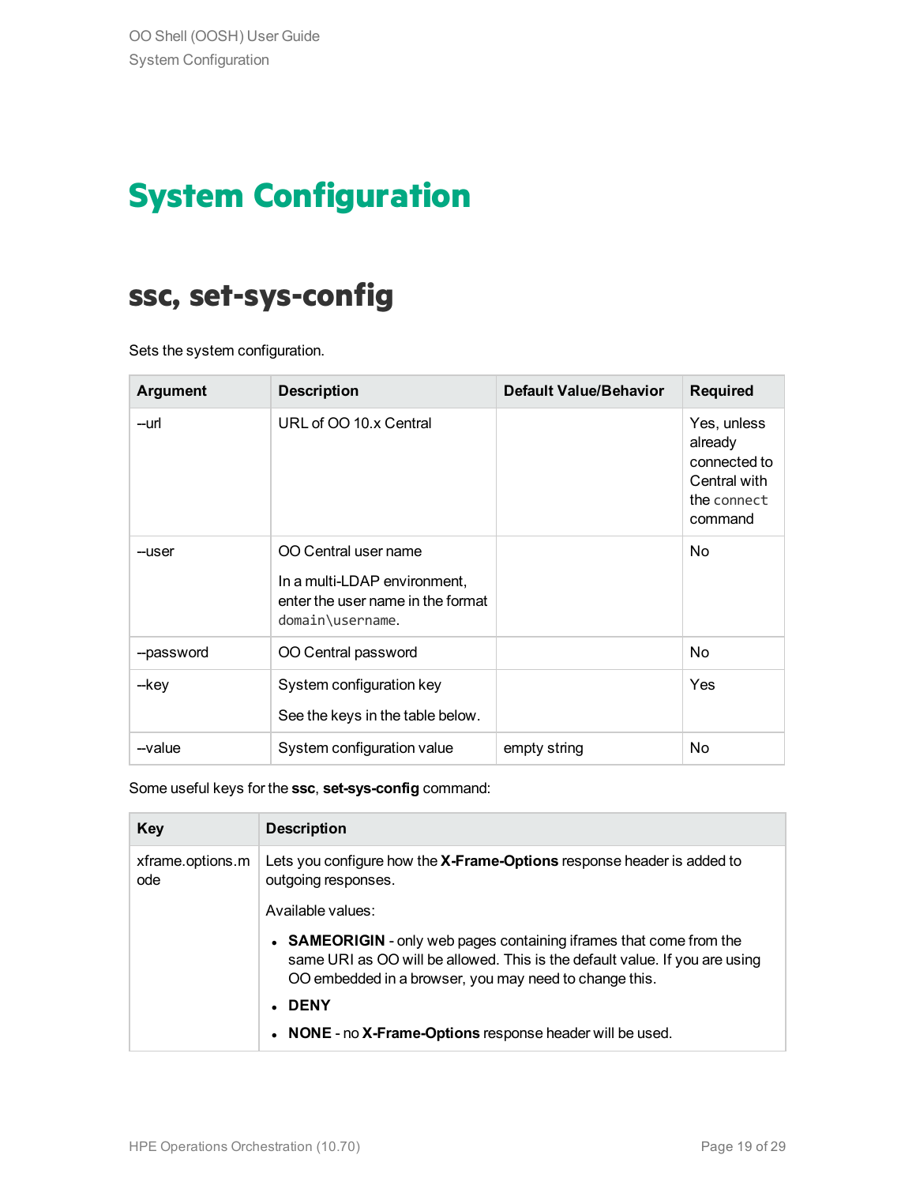# System Configuration

## ssc, set-sys-config

Sets the system configuration.

| Argument | Description | Default Value/Behavior | Required |
|---|---|---|---|
| --url | URL of OO 10.x Central | | Yes, unless already connected to Central with the `connect` command |
| --user | OO Central user name<br><br>In a multi-LDAP environment, enter the user name in the format `domain\username`. | | No |
| --password | OO Central password | | No |
| --key | System configuration key<br><br>See the keys in the table below. | | Yes |
| --value | System configuration value | empty string | No |

Some useful keys for the **ssc**, **set-sys-config** command:

| Key | Description |
|---|---|
| xframe.options.mode | Lets you configure how the **X-Frame-Options** response header is added to outgoing responses.<br><br>Available values:<br><br>• **SAMEORIGIN** - only web pages containing iframes that come from the same URI as OO will be allowed. This is the default value. If you are using OO embedded in a browser, you may need to change this.<br>• **DENY**<br>• **NONE** - no **X-Frame-Options** response header will be used. |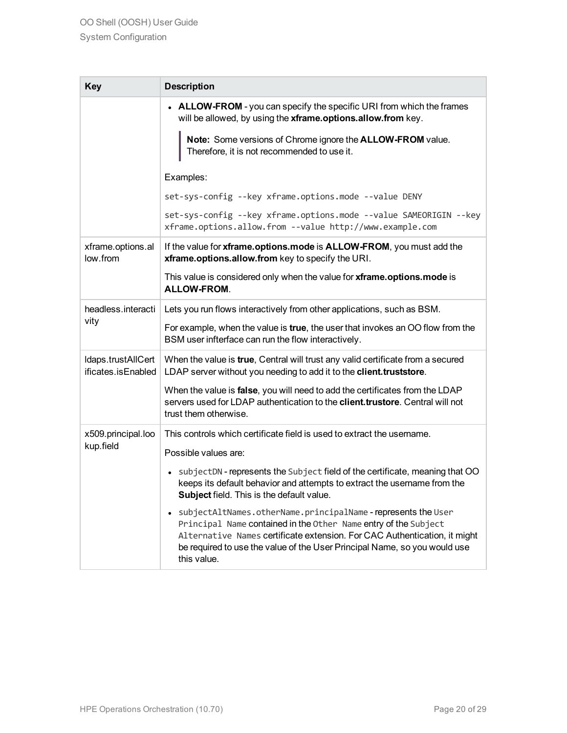| Key | Description |
|---|---|
| | • **ALLOW-FROM** - you can specify the specific URI from which the frames will be allowed, by using the **xframe.options.allow.from** key.<br><br>**Note:** Some versions of Chrome ignore the **ALLOW-FROM** value. Therefore, it is not recommended to use it.<br><br>Examples:<br><br>`set-sys-config --key xframe.options.mode --value DENY`<br><br>`set-sys-config --key xframe.options.mode --value SAMEORIGIN --key xframe.options.allow.from --value http://www.example.com` |
| xframe.options.allow.from | If the value for **xframe.options.mode** is **ALLOW-FROM**, you must add the **xframe.options.allow.from** key to specify the URI.<br><br>This value is considered only when the value for **xframe.options.mode** is **ALLOW-FROM**. |
| headless.interactivity | Lets you run flows interactively from other applications, such as BSM.<br><br>For example, when the value is **true**, the user that invokes an OO flow from the BSM user infterface can run the flow interactively. |
| ldaps.trustAllCertificates.isEnabled | When the value is **true**, Central will trust any valid certificate from a secured LDAP server without you needing to add it to the **client.truststore**.<br><br>When the value is **false**, you will need to add the certificates from the LDAP servers used for LDAP authentication to the **client.trustore**. Central will not trust them otherwise. |
| x509.principal.lookup.field | This controls which certificate field is used to extract the username.<br><br>Possible values are:<br><br>• `subjectDN` - represents the `Subject` field of the certificate, meaning that OO keeps its default behavior and attempts to extract the username from the **Subject** field. This is the default value.<br><br>• `subjectAltNames.otherName.principalName` - represents the `User Principal Name` contained in the `Other Name` entry of the `Subject Alternative Names` certificate extension. For CAC Authentication, it might be required to use the value of the User Principal Name, so you would use this value. |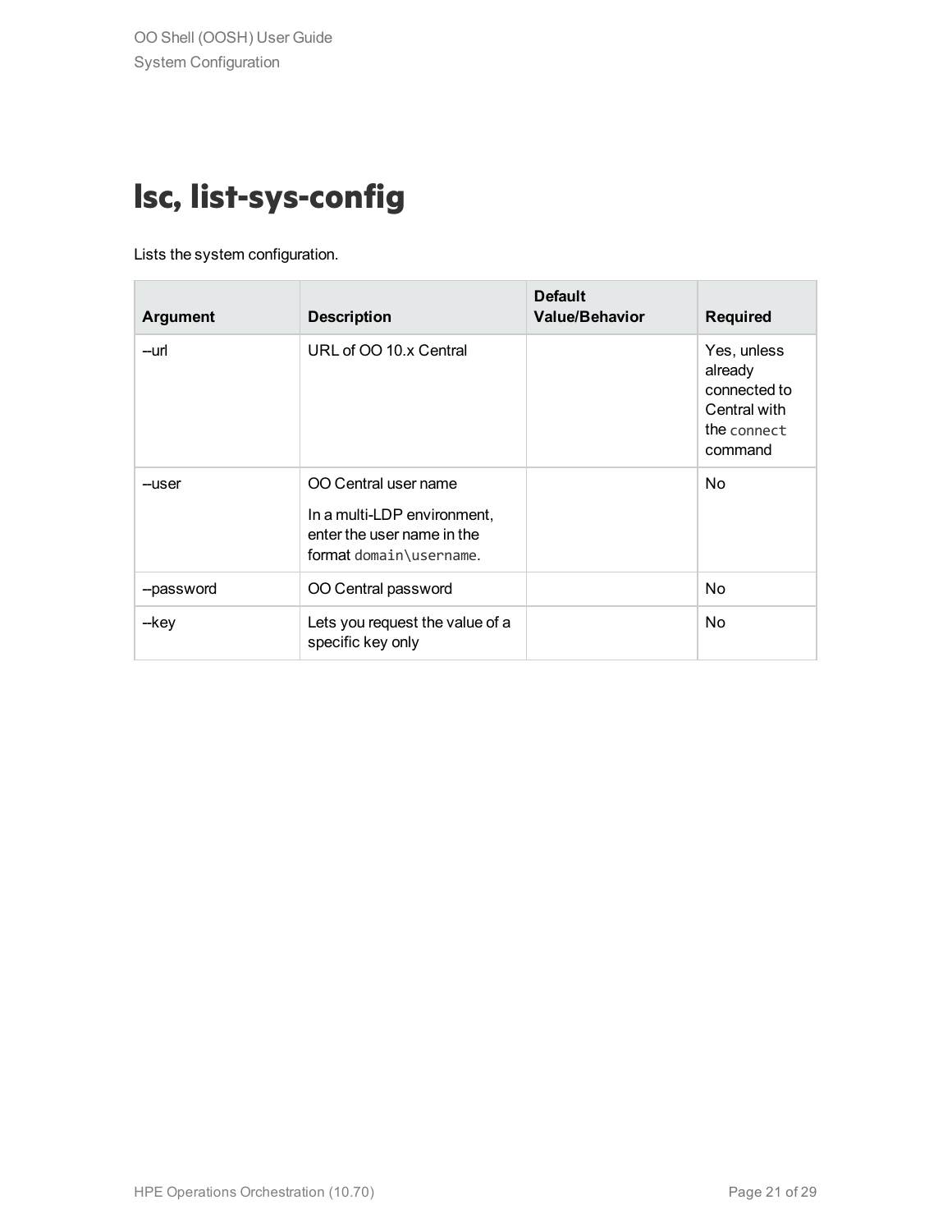# lsc, list-sys-config

Lists the system configuration.

| Argument | Description | Default Value/Behavior | Required |
|---|---|---|---|
| --url | URL of OO 10.x Central | | Yes, unless already connected to Central with the `connect` command |
| --user | OO Central user name<br><br>In a multi-LDP environment, enter the user name in the format `domain\username`. | | No |
| --password | OO Central password | | No |
| --key | Lets you request the value of a specific key only | | No |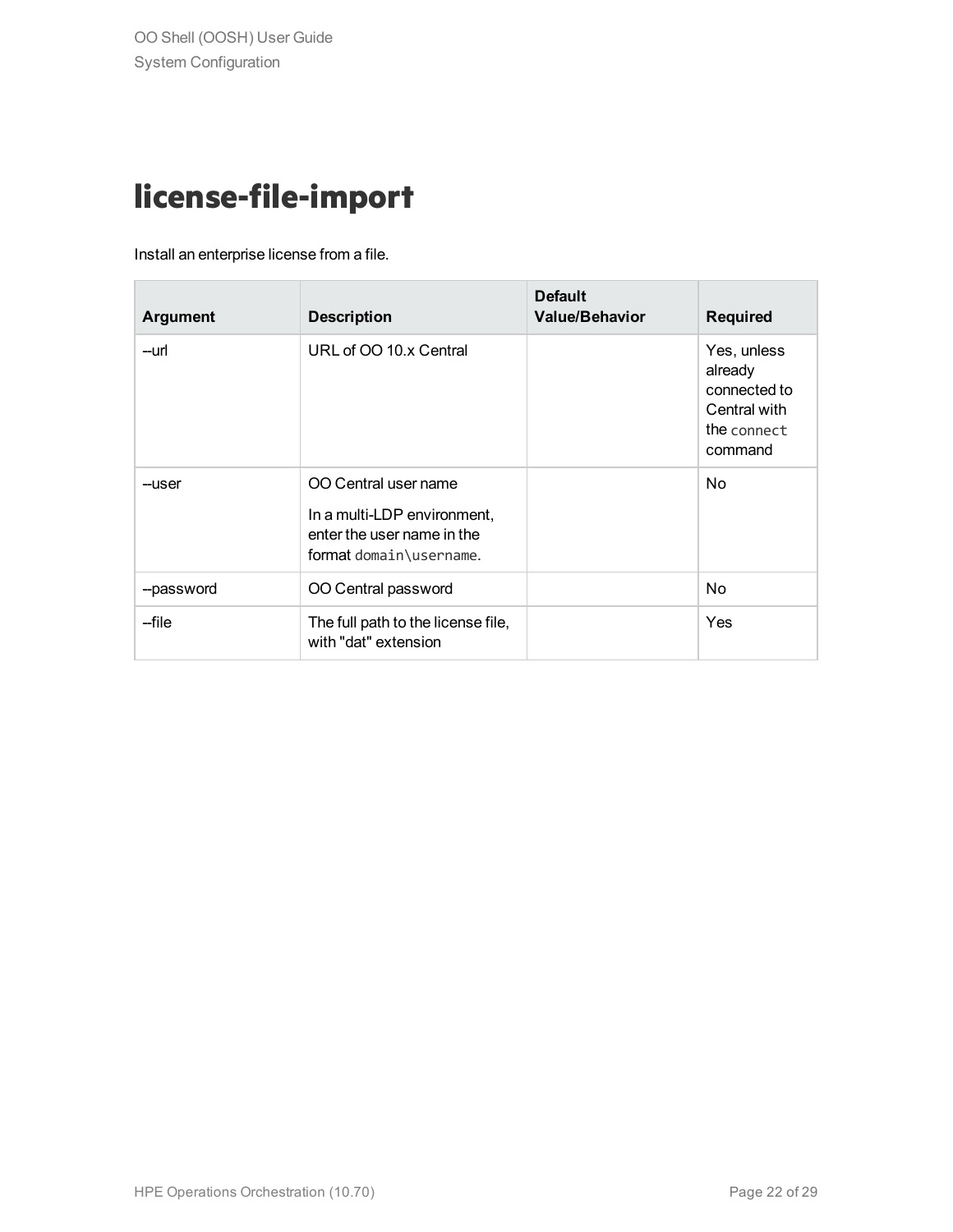# license-file-import

Install an enterprise license from a file.

| Argument | Description | Default Value/Behavior | Required |
|---|---|---|---|
| --url | URL of OO 10.x Central | | Yes, unless already connected to Central with the `connect` command |
| --user | OO Central user name<br><br>In a multi-LDP environment, enter the user name in the format `domain\username`. | | No |
| --password | OO Central password | | No |
| --file | The full path to the license file, with "dat" extension | | Yes |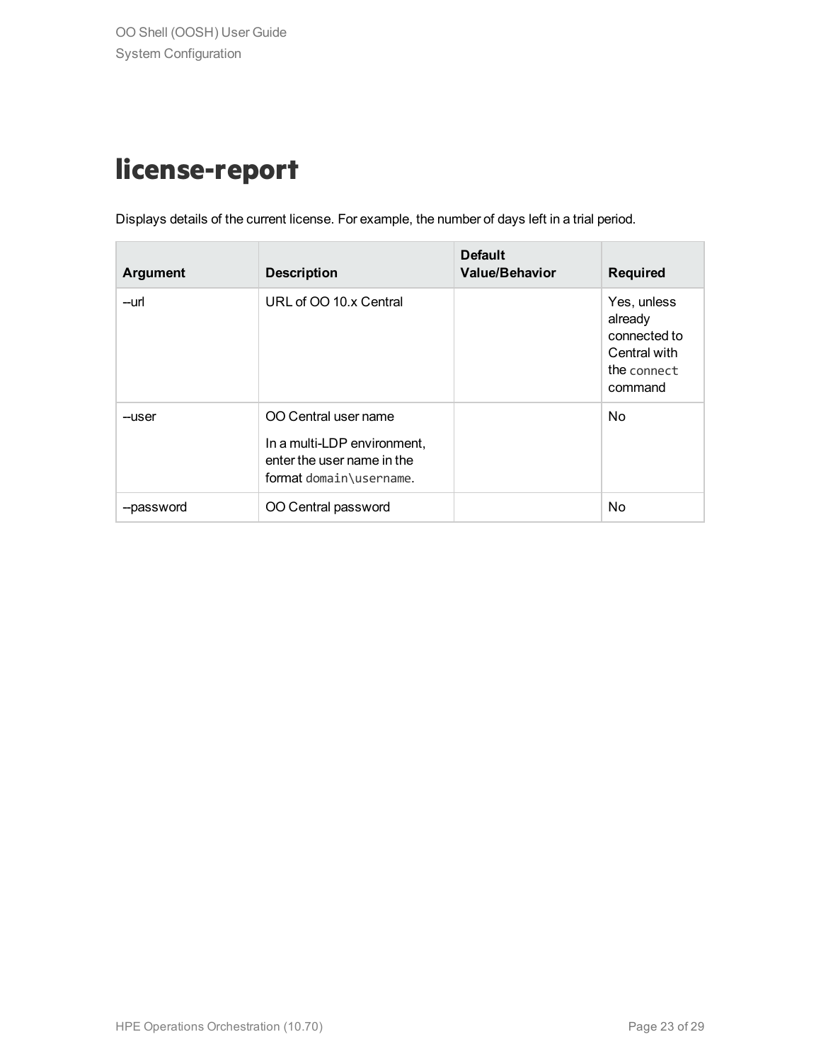# license-report

Displays details of the current license. For example, the number of days left in a trial period.

| Argument | Description | Default Value/Behavior | Required |
|---|---|---|---|
| --url | URL of OO 10.x Central | | Yes, unless already connected to Central with the `connect` command |
| --user | OO Central user name<br><br>In a multi-LDP environment, enter the user name in the format `domain\username`. | | No |
| --password | OO Central password | | No |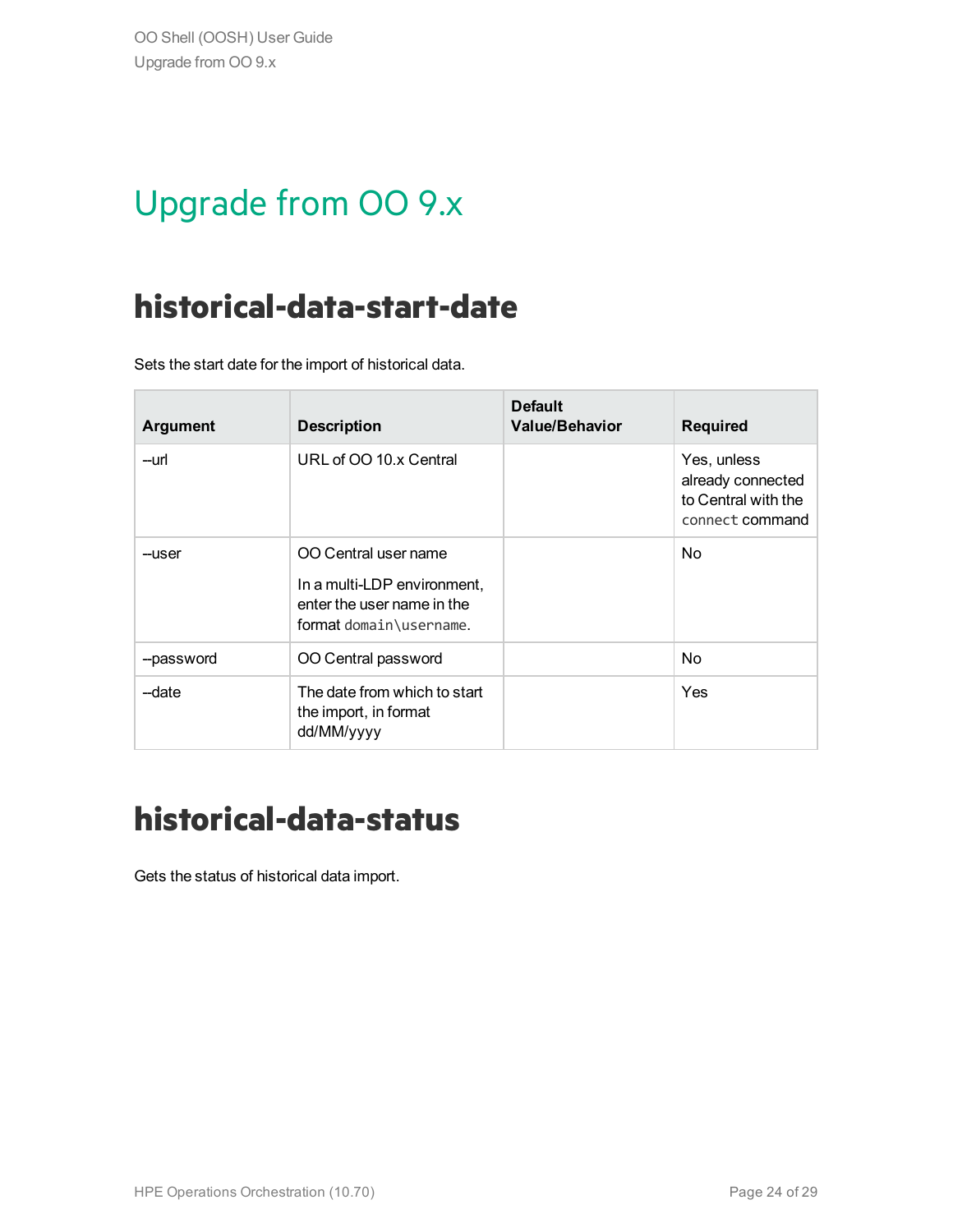# Upgrade from OO 9.x

## historical-data-start-date

Sets the start date for the import of historical data.

| Argument | Description | Default Value/Behavior | Required |
|---|---|---|---|
| --url | URL of OO 10.x Central | | Yes, unless already connected to Central with the `connect` command |
| --user | OO Central user name<br><br>In a multi-LDP environment, enter the user name in the format `domain\username`. | | No |
| --password | OO Central password | | No |
| --date | The date from which to start the import, in format dd/MM/yyyy | | Yes |

## historical-data-status

Gets the status of historical data import.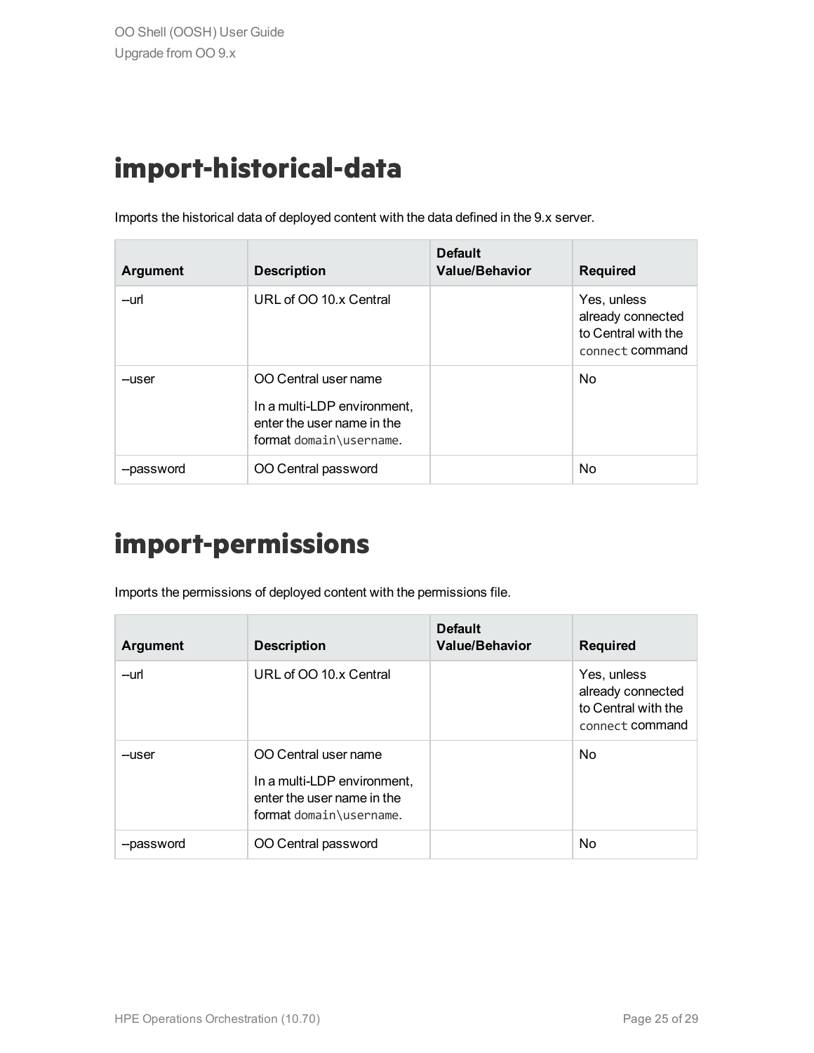# import-historical-data

Imports the historical data of deployed content with the data defined in the 9.x server.

| Argument | Description | Default Value/Behavior | Required |
| --- | --- | --- | --- |
| --url | URL of OO 10.x Central | | Yes, unless already connected to Central with the `connect` command |
| --user | OO Central user name<br><br>In a multi-LDP environment, enter the user name in the format `domain\username`. | | No |
| --password | OO Central password | | No |

# import-permissions

Imports the permissions of deployed content with the permissions file.

| Argument | Description | Default Value/Behavior | Required |
| --- | --- | --- | --- |
| --url | URL of OO 10.x Central | | Yes, unless already connected to Central with the `connect` command |
| --user | OO Central user name<br><br>In a multi-LDP environment, enter the user name in the format `domain\username`. | | No |
| --password | OO Central password | | No |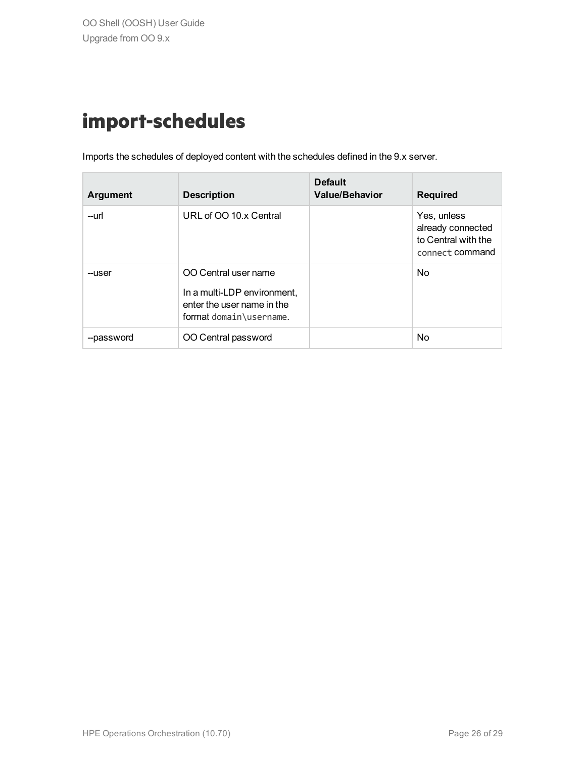# import-schedules

Imports the schedules of deployed content with the schedules defined in the 9.x server.

| Argument | Description | Default Value/Behavior | Required |
| --- | --- | --- | --- |
| --url | URL of OO 10.x Central | | Yes, unless already connected to Central with the `connect` command |
| --user | OO Central user name<br><br>In a multi-LDP environment, enter the user name in the format `domain\username`. | | No |
| --password | OO Central password | | No |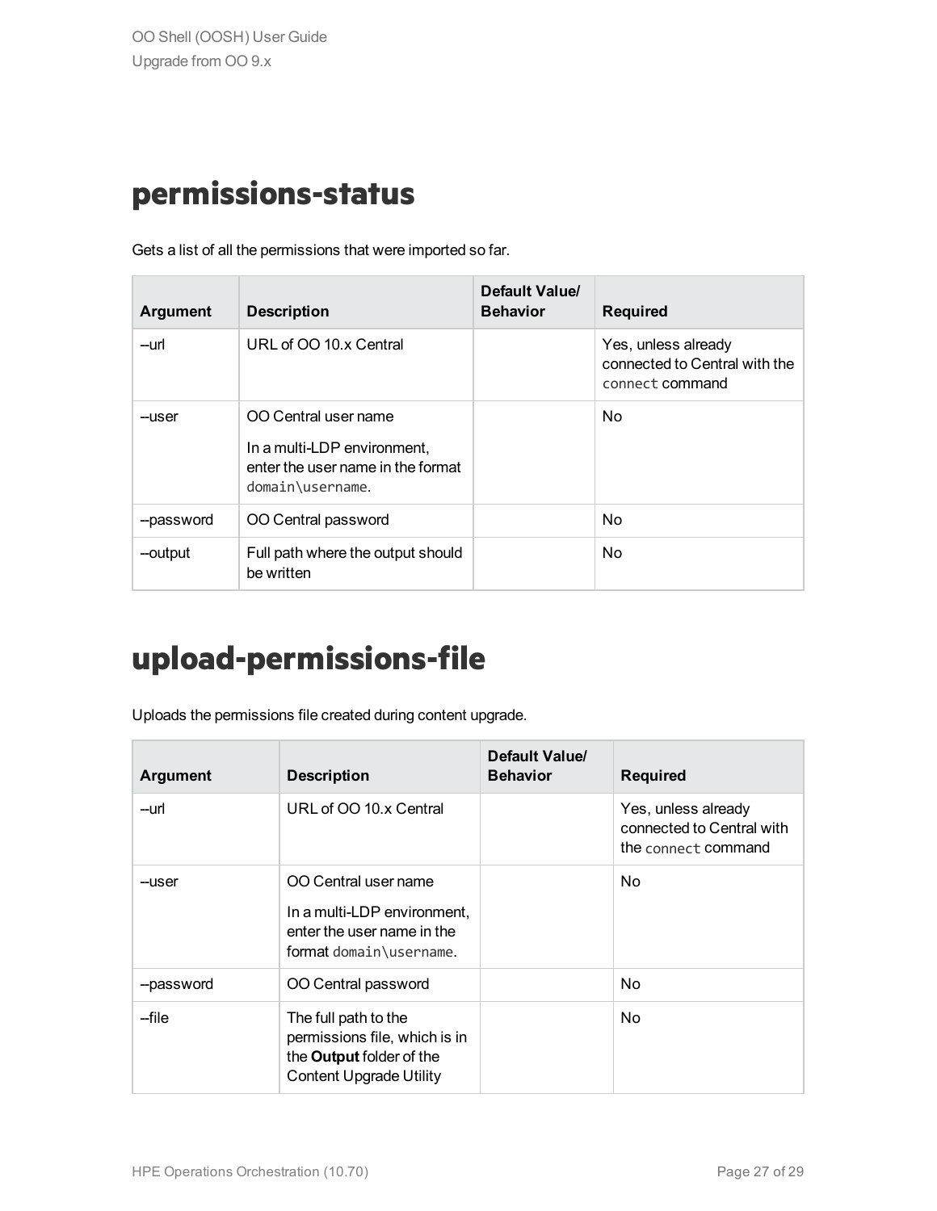# permissions-status

Gets a list of all the permissions that were imported so far.

| Argument | Description | Default Value/ Behavior | Required |
|---|---|---|---|
| --url | URL of OO 10.x Central | | Yes, unless already connected to Central with the `connect` command |
| --user | OO Central user name<br><br>In a multi-LDP environment, enter the user name in the format `domain\username`. | | No |
| --password | OO Central password | | No |
| --output | Full path where the output should be written | | No |

# upload-permissions-file

Uploads the permissions file created during content upgrade.

| Argument | Description | Default Value/ Behavior | Required |
|---|---|---|---|
| --url | URL of OO 10.x Central | | Yes, unless already connected to Central with the `connect` command |
| --user | OO Central user name<br><br>In a multi-LDP environment, enter the user name in the format `domain\username`. | | No |
| --password | OO Central password | | No |
| --file | The full path to the permissions file, which is in the **Output** folder of the Content Upgrade Utility | | No |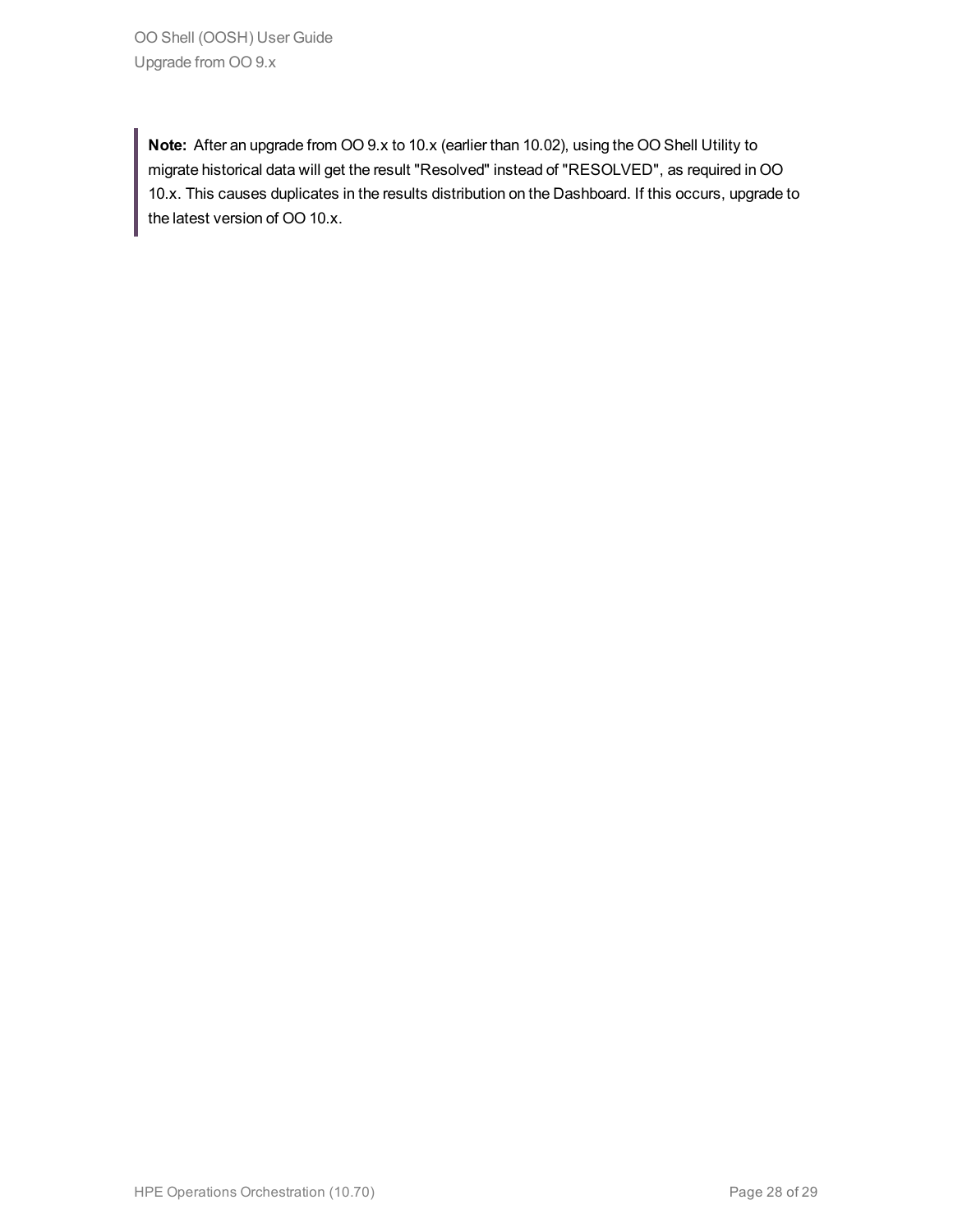> **Note:** After an upgrade from OO 9.x to 10.x (earlier than 10.02), using the OO Shell Utility to migrate historical data will get the result "Resolved" instead of "RESOLVED", as required in OO 10.x. This causes duplicates in the results distribution on the Dashboard. If this occurs, upgrade to the latest version of OO 10.x.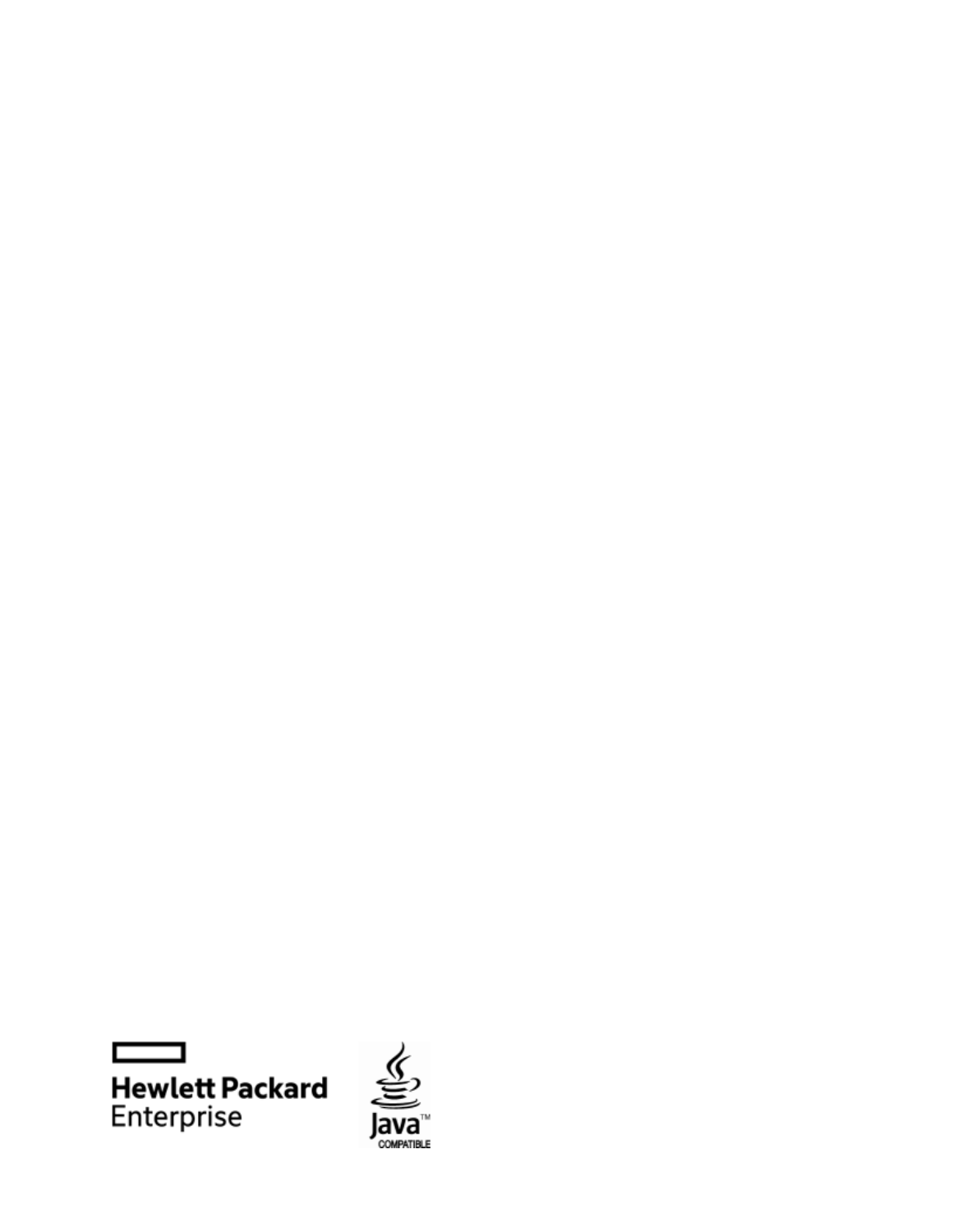Hewlett Packard
Enterprise

Java™
COMPATIBLE